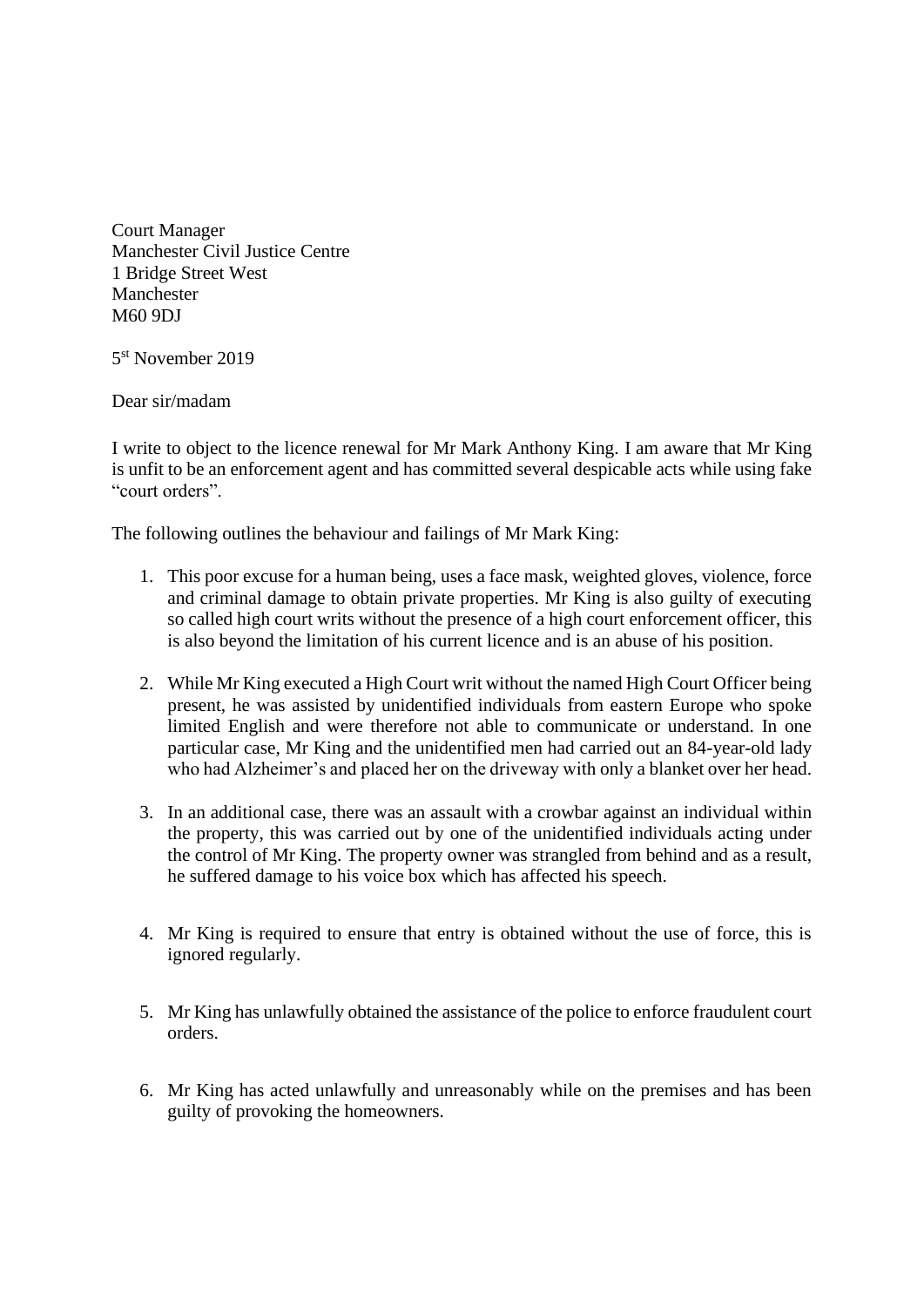Court Manager  
Manchester Civil Justice Centre  
1 Bridge Street West  
Manchester  
M60 9DJ

5st November 2019

Dear sir/madam

I write to object to the licence renewal for Mr Mark Anthony King. I am aware that Mr King is unfit to be an enforcement agent and has committed several despicable acts while using fake "court orders".

The following outlines the behaviour and failings of Mr Mark King:

1. This poor excuse for a human being, uses a face mask, weighted gloves, violence, force and criminal damage to obtain private properties. Mr King is also guilty of executing so called high court writs without the presence of a high court enforcement officer, this is also beyond the limitation of his current licence and is an abuse of his position.

2. While Mr King executed a High Court writ without the named High Court Officer being present, he was assisted by unidentified individuals from eastern Europe who spoke limited English and were therefore not able to communicate or understand. In one particular case, Mr King and the unidentified men had carried out an 84-year-old lady who had Alzheimer's and placed her on the driveway with only a blanket over her head.

3. In an additional case, there was an assault with a crowbar against an individual within the property, this was carried out by one of the unidentified individuals acting under the control of Mr King. The property owner was strangled from behind and as a result, he suffered damage to his voice box which has affected his speech.

4. Mr King is required to ensure that entry is obtained without the use of force, this is ignored regularly.

5. Mr King has unlawfully obtained the assistance of the police to enforce fraudulent court orders.

6. Mr King has acted unlawfully and unreasonably while on the premises and has been guilty of provoking the homeowners.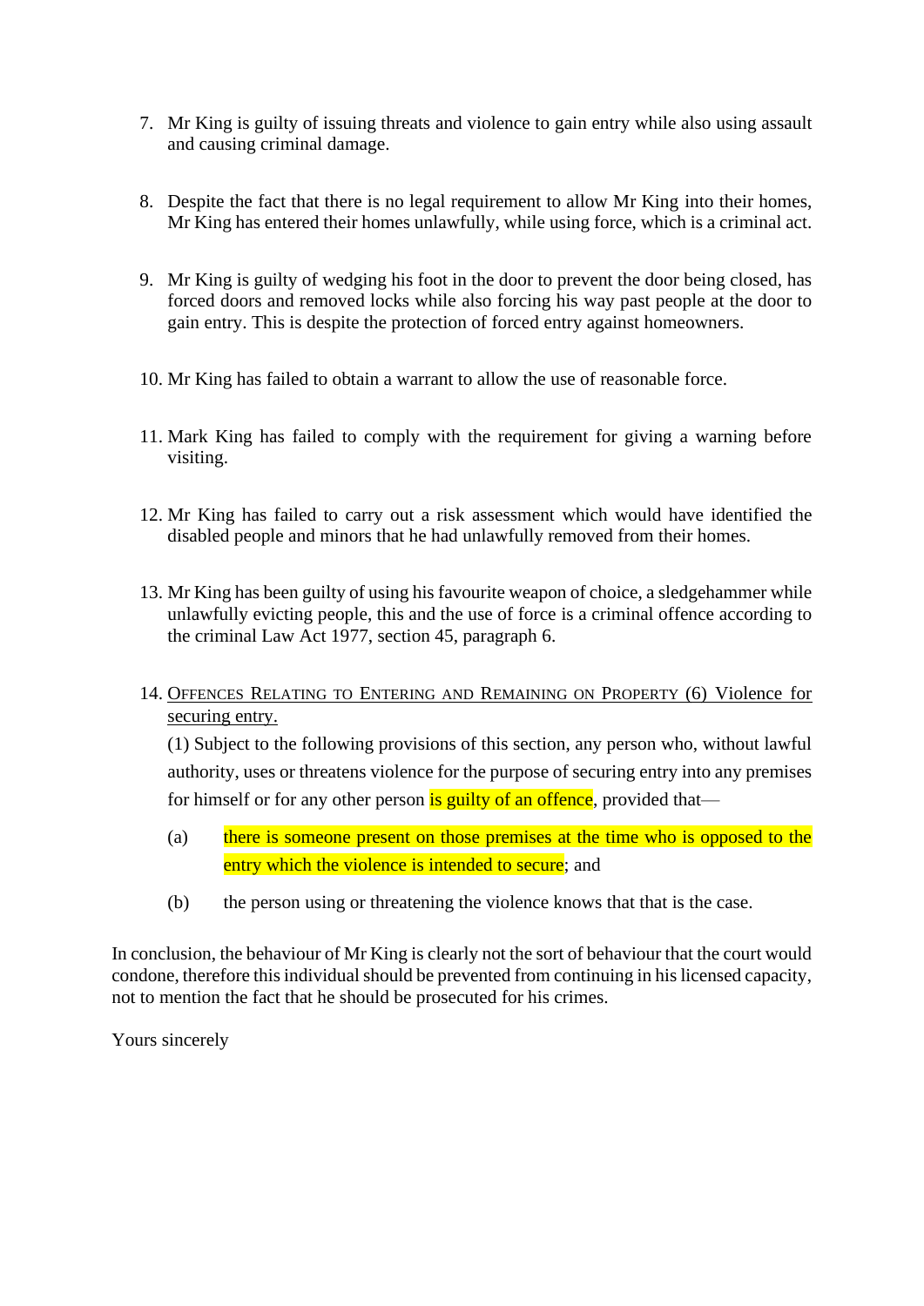7. Mr King is guilty of issuing threats and violence to gain entry while also using assault and causing criminal damage.

8. Despite the fact that there is no legal requirement to allow Mr King into their homes, Mr King has entered their homes unlawfully, while using force, which is a criminal act.

9. Mr King is guilty of wedging his foot in the door to prevent the door being closed, has forced doors and removed locks while also forcing his way past people at the door to gain entry. This is despite the protection of forced entry against homeowners.

10. Mr King has failed to obtain a warrant to allow the use of reasonable force.

11. Mark King has failed to comply with the requirement for giving a warning before visiting.

12. Mr King has failed to carry out a risk assessment which would have identified the disabled people and minors that he had unlawfully removed from their homes.

13. Mr King has been guilty of using his favourite weapon of choice, a sledgehammer while unlawfully evicting people, this and the use of force is a criminal offence according to the criminal Law Act 1977, section 45, paragraph 6.

14. Offences Relating to Entering and Remaining on Property (6) Violence for securing entry.

    (1) Subject to the following provisions of this section, any person who, without lawful authority, uses or threatens violence for the purpose of securing entry into any premises for himself or for any other person is guilty of an offence, provided that—

    (a) there is someone present on those premises at the time who is opposed to the entry which the violence is intended to secure; and

    (b) the person using or threatening the violence knows that that is the case.

In conclusion, the behaviour of Mr King is clearly not the sort of behaviour that the court would condone, therefore this individual should be prevented from continuing in his licensed capacity, not to mention the fact that he should be prosecuted for his crimes.

Yours sincerely